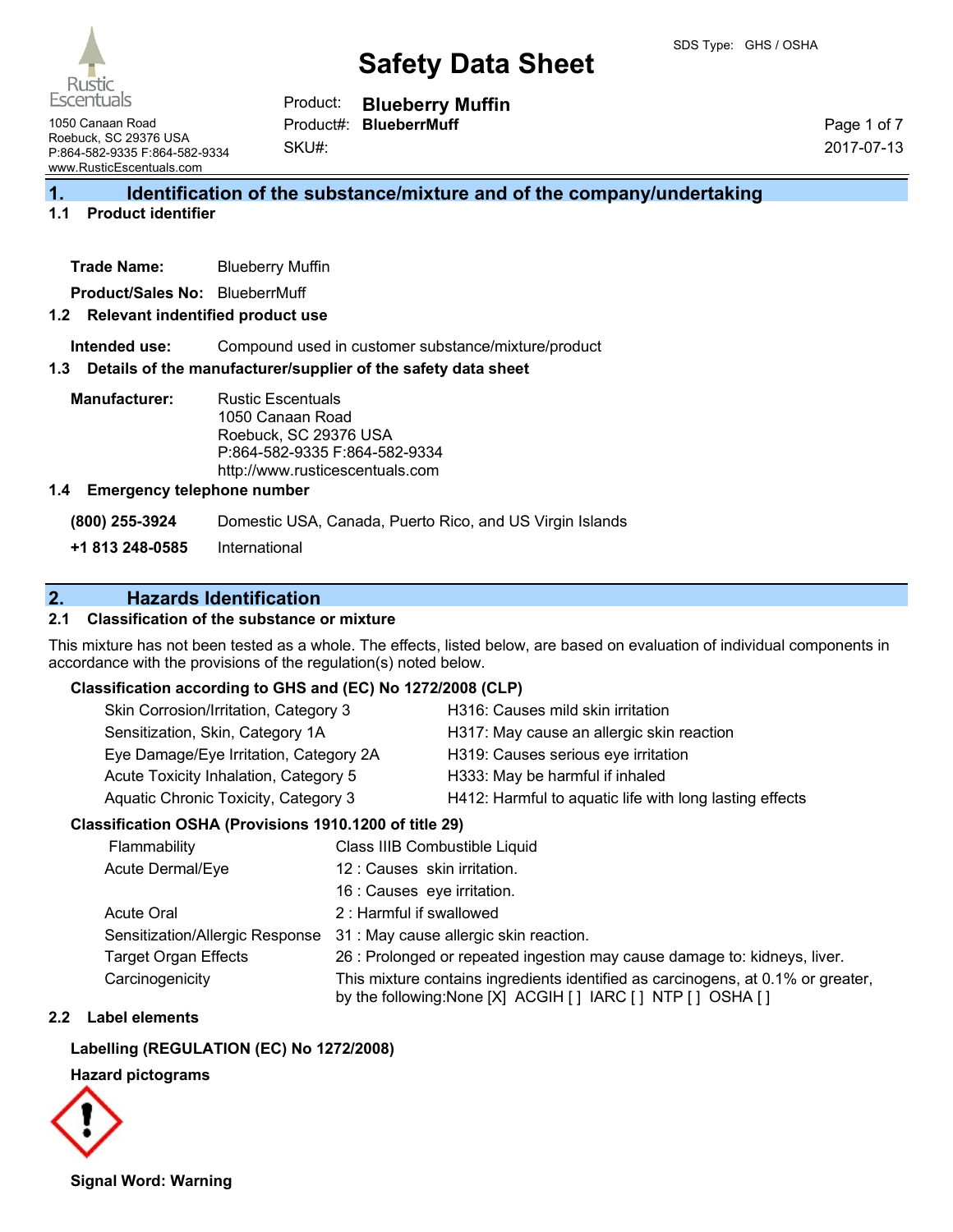# Safety Data Sheet

SDS Type: GHS / OSHA

Rustic Escentuals
1050 Canaan Road
Roebuck, SC 29376 USA
P:864-582-9335 F:864-582-9334
www.RusticEscentuals.com

Product: **Blueberry Muffin**
Product#: **BlueberrMuff**
SKU#:

2017-07-13

## 1. Identification of the substance/mixture and of the company/undertaking

### 1.1 Product identifier

**Trade Name:** Blueberry Muffin

**Product/Sales No:** BlueberrMuff

### 1.2 Relevant identified product use

**Intended use:** Compound used in customer substance/mixture/product

### 1.3 Details of the manufacturer/supplier of the safety data sheet

**Manufacturer:**
Rustic Escentuals
1050 Canaan Road
Roebuck, SC 29376 USA
P:864-582-9335 F:864-582-9334
http://www.rusticescentuals.com

### 1.4 Emergency telephone number

| | |
|---|---|
| **(800) 255-3924** | Domestic USA, Canada, Puerto Rico, and US Virgin Islands |
| **+1 813 248-0585** | International |

## 2. Hazards Identification

### 2.1 Classification of the substance or mixture

This mixture has not been tested as a whole. The effects, listed below, are based on evaluation of individual components in accordance with the provisions of the regulation(s) noted below.

**Classification according to GHS and (EC) No 1272/2008 (CLP)**

| | |
|---|---|
| Skin Corrosion/Irritation, Category 3 | H316: Causes mild skin irritation |
| Sensitization, Skin, Category 1A | H317: May cause an allergic skin reaction |
| Eye Damage/Eye Irritation, Category 2A | H319: Causes serious eye irritation |
| Acute Toxicity Inhalation, Category 5 | H333: May be harmful if inhaled |
| Aquatic Chronic Toxicity, Category 3 | H412: Harmful to aquatic life with long lasting effects |

**Classification OSHA (Provisions 1910.1200 of title 29)**

| | |
|---|---|
| Flammability | Class IIIB Combustible Liquid |
| Acute Dermal/Eye | 12 : Causes skin irritation. |
| | 16 : Causes eye irritation. |
| Acute Oral | 2 : Harmful if swallowed |
| Sensitization/Allergic Response | 31 : May cause allergic skin reaction. |
| Target Organ Effects | 26 : Prolonged or repeated ingestion may cause damage to: kidneys, liver. |
| Carcinogenicity | This mixture contains ingredients identified as carcinogens, at 0.1% or greater, by the following:None [X] ACGIH [ ] IARC [ ] NTP [ ] OSHA [ ] |

### 2.2 Label elements

**Labelling (REGULATION (EC) No 1272/2008)**

**Hazard pictograms**

**Signal Word: Warning**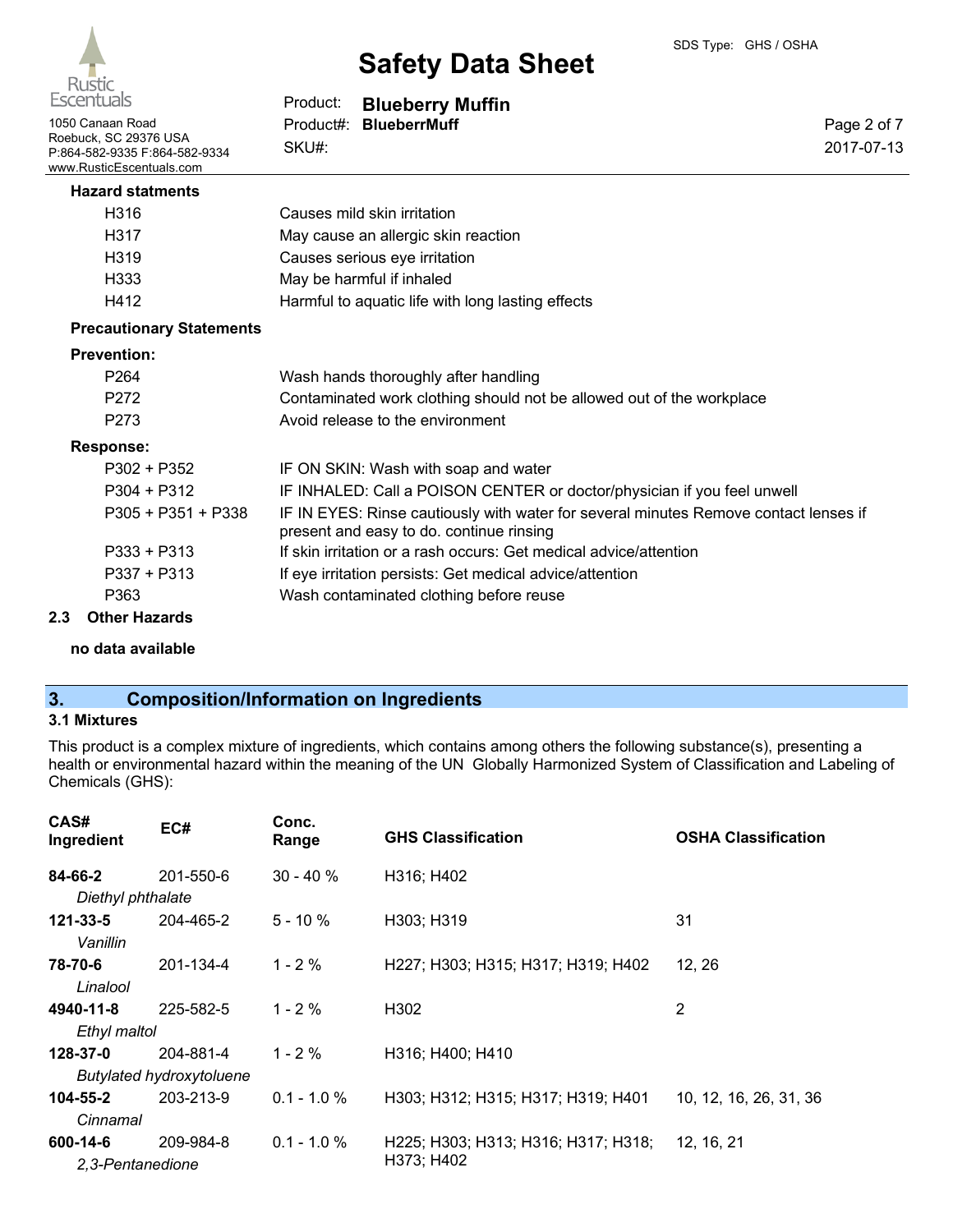**Hazard statments**

| | |
|---|---|
| H316 | Causes mild skin irritation |
| H317 | May cause an allergic skin reaction |
| H319 | Causes serious eye irritation |
| H333 | May be harmful if inhaled |
| H412 | Harmful to aquatic life with long lasting effects |

**Precautionary Statements**

**Prevention:**

| | |
|---|---|
| P264 | Wash hands thoroughly after handling |
| P272 | Contaminated work clothing should not be allowed out of the workplace |
| P273 | Avoid release to the environment |

**Response:**

| | |
|---|---|
| P302 + P352 | IF ON SKIN: Wash with soap and water |
| P304 + P312 | IF INHALED: Call a POISON CENTER or doctor/physician if you feel unwell |
| P305 + P351 + P338 | IF IN EYES: Rinse cautiously with water for several minutes Remove contact lenses if present and easy to do. continue rinsing |
| P333 + P313 | If skin irritation or a rash occurs: Get medical advice/attention |
| P337 + P313 | If eye irritation persists: Get medical advice/attention |
| P363 | Wash contaminated clothing before reuse |

**2.3 Other Hazards**

**no data available**

## 3. Composition/Information on Ingredients

### 3.1 Mixtures

This product is a complex mixture of ingredients, which contains among others the following substance(s), presenting a health or environmental hazard within the meaning of the UN Globally Harmonized System of Classification and Labeling of Chemicals (GHS):

| CAS# Ingredient | EC# | Conc. Range | GHS Classification | OSHA Classification |
|---|---|---|---|---|
| **84-66-2** *Diethyl phthalate* | 201-550-6 | 30 - 40 % | H316; H402 | |
| **121-33-5** *Vanillin* | 204-465-2 | 5 - 10 % | H303; H319 | 31 |
| **78-70-6** *Linalool* | 201-134-4 | 1 - 2 % | H227; H303; H315; H317; H319; H402 | 12, 26 |
| **4940-11-8** *Ethyl maltol* | 225-582-5 | 1 - 2 % | H302 | 2 |
| **128-37-0** *Butylated hydroxytoluene* | 204-881-4 | 1 - 2 % | H316; H400; H410 | |
| **104-55-2** *Cinnamal* | 203-213-9 | 0.1 - 1.0 % | H303; H312; H315; H317; H319; H401 | 10, 12, 16, 26, 31, 36 |
| **600-14-6** *2,3-Pentanedione* | 209-984-8 | 0.1 - 1.0 % | H225; H303; H313; H316; H317; H318; H373; H402 | 12, 16, 21 |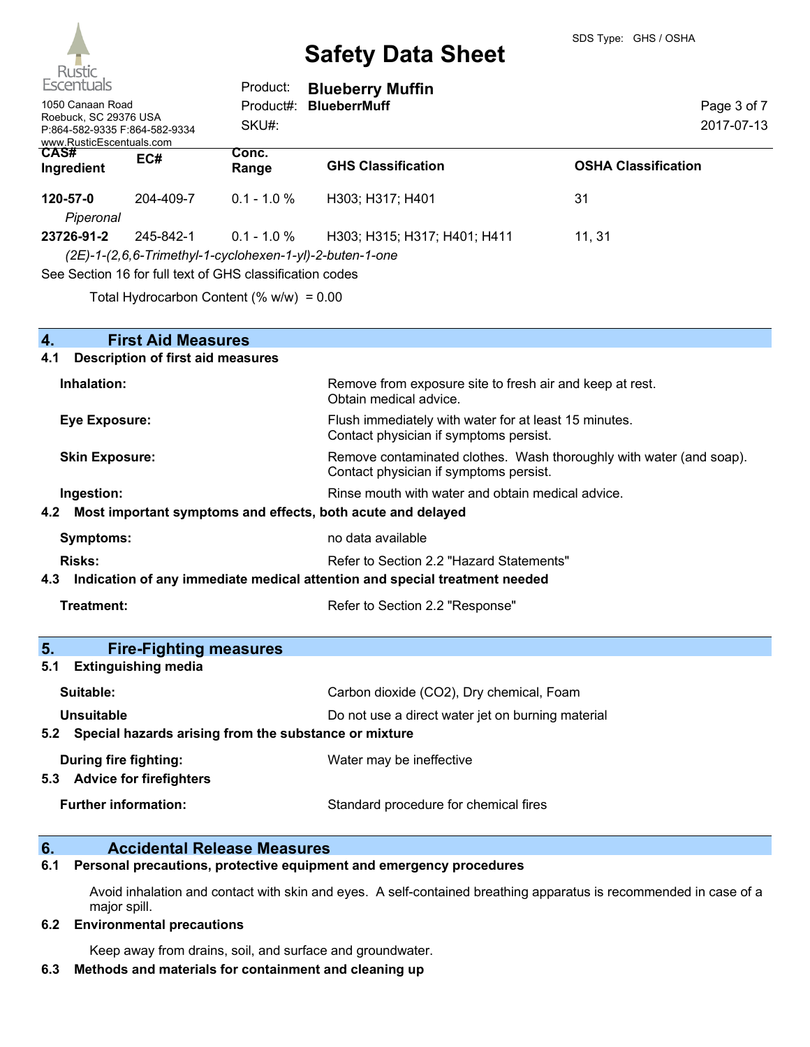| CAS# Ingredient | EC# | Conc. Range | GHS Classification | OSHA Classification |
|---|---|---|---|---|
| 120-57-0 | 204-409-7 | 0.1 - 1.0 % | H303; H317; H401 | 31 |
| *Piperonal* | | | | |
| 23726-91-2 | 245-842-1 | 0.1 - 1.0 % | H303; H315; H317; H401; H411 | 11, 31 |
| *(2E)-1-(2,6,6-Trimethyl-1-cyclohexen-1-yl)-2-buten-1-one* | | | | |

See Section 16 for full text of GHS classification codes

Total Hydrocarbon Content (% w/w) = 0.00

## 4. First Aid Measures

### 4.1 Description of first aid measures

**Inhalation:** Remove from exposure site to fresh air and keep at rest. Obtain medical advice.

**Eye Exposure:** Flush immediately with water for at least 15 minutes. Contact physician if symptoms persist.

**Skin Exposure:** Remove contaminated clothes. Wash thoroughly with water (and soap). Contact physician if symptoms persist.

**Ingestion:** Rinse mouth with water and obtain medical advice.

### 4.2 Most important symptoms and effects, both acute and delayed

**Symptoms:** no data available

**Risks:** Refer to Section 2.2 "Hazard Statements"

### 4.3 Indication of any immediate medical attention and special treatment needed

**Treatment:** Refer to Section 2.2 "Response"

## 5. Fire-Fighting measures

### 5.1 Extinguishing media

**Suitable:** Carbon dioxide ($CO_2$), Dry chemical, Foam

**Unsuitable** Do not use a direct water jet on burning material

### 5.2 Special hazards arising from the substance or mixture

**During fire fighting:** Water may be ineffective

### 5.3 Advice for firefighters

**Further information:** Standard procedure for chemical fires

## 6. Accidental Release Measures

### 6.1 Personal precautions, protective equipment and emergency procedures

Avoid inhalation and contact with skin and eyes. A self-contained breathing apparatus is recommended in case of a major spill.

### 6.2 Environmental precautions

Keep away from drains, soil, and surface and groundwater.

### 6.3 Methods and materials for containment and cleaning up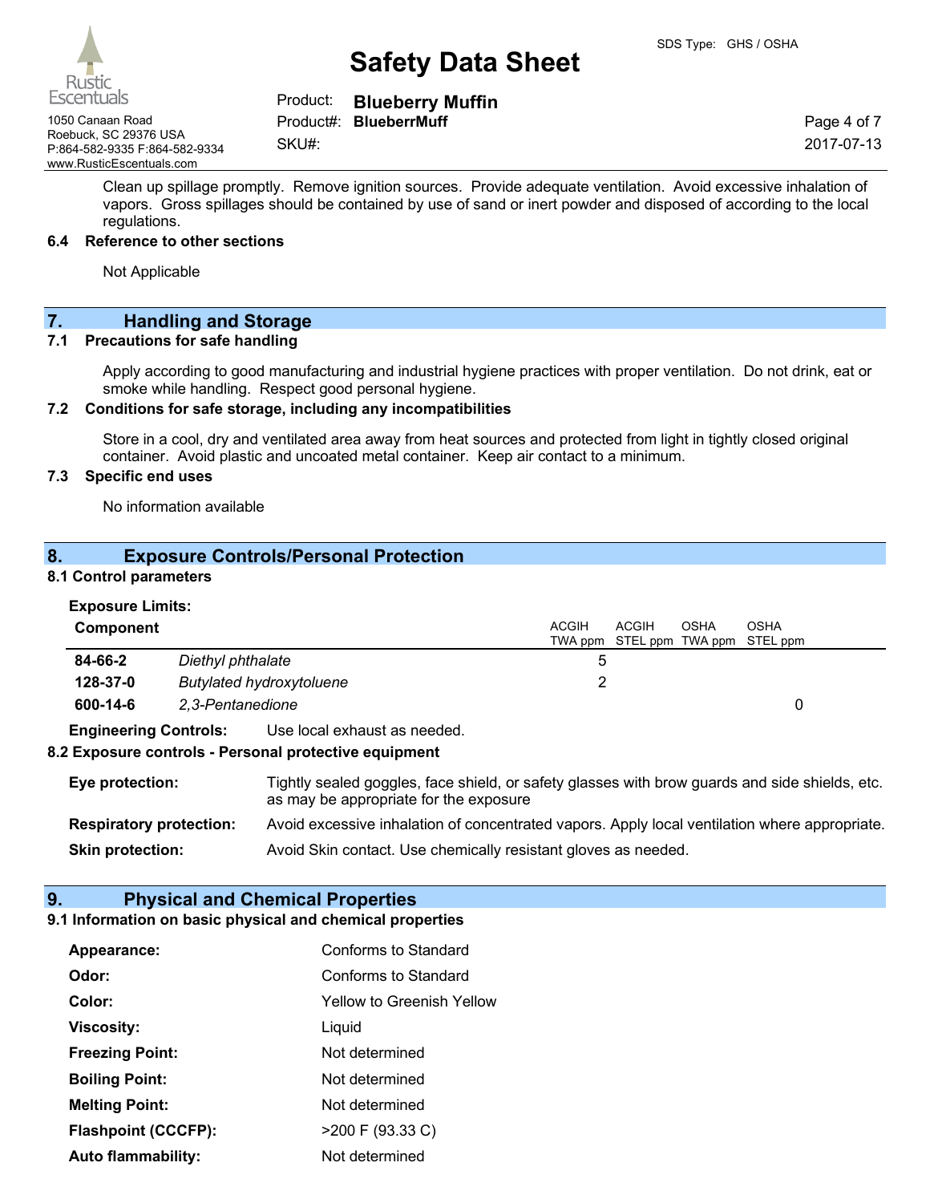Clean up spillage promptly. Remove ignition sources. Provide adequate ventilation. Avoid excessive inhalation of vapors. Gross spillages should be contained by use of sand or inert powder and disposed of according to the local regulations.

### 6.4 Reference to other sections

Not Applicable

## 7. Handling and Storage

### 7.1 Precautions for safe handling

Apply according to good manufacturing and industrial hygiene practices with proper ventilation. Do not drink, eat or smoke while handling. Respect good personal hygiene.

### 7.2 Conditions for safe storage, including any incompatibilities

Store in a cool, dry and ventilated area away from heat sources and protected from light in tightly closed original container. Avoid plastic and uncoated metal container. Keep air contact to a minimum.

### 7.3 Specific end uses

No information available

## 8. Exposure Controls/Personal Protection

### 8.1 Control parameters

**Exposure Limits:**

| Component | | ACGIH TWA ppm | ACGIH STEL ppm | OSHA TWA ppm | OSHA STEL ppm |
|---|---|---|---|---|---|
| **84-66-2** | *Diethyl phthalate* | 5 | | | |
| **128-37-0** | *Butylated hydroxytoluene* | 2 | | | |
| **600-14-6** | *2,3-Pentanedione* | | | | 0 |

**Engineering Controls:** Use local exhaust as needed.

### 8.2 Exposure controls - Personal protective equipment

**Eye protection:** Tightly sealed goggles, face shield, or safety glasses with brow guards and side shields, etc. as may be appropriate for the exposure

**Respiratory protection:** Avoid excessive inhalation of concentrated vapors. Apply local ventilation where appropriate.

**Skin protection:** Avoid Skin contact. Use chemically resistant gloves as needed.

## 9. Physical and Chemical Properties

### 9.1 Information on basic physical and chemical properties

**Appearance:** Conforms to Standard

**Odor:** Conforms to Standard

**Color:** Yellow to Greenish Yellow

**Viscosity:** Liquid

**Freezing Point:** Not determined

**Boiling Point:** Not determined

**Melting Point:** Not determined

**Flashpoint (CCCFP):** >200 F (93.33 C)

**Auto flammability:** Not determined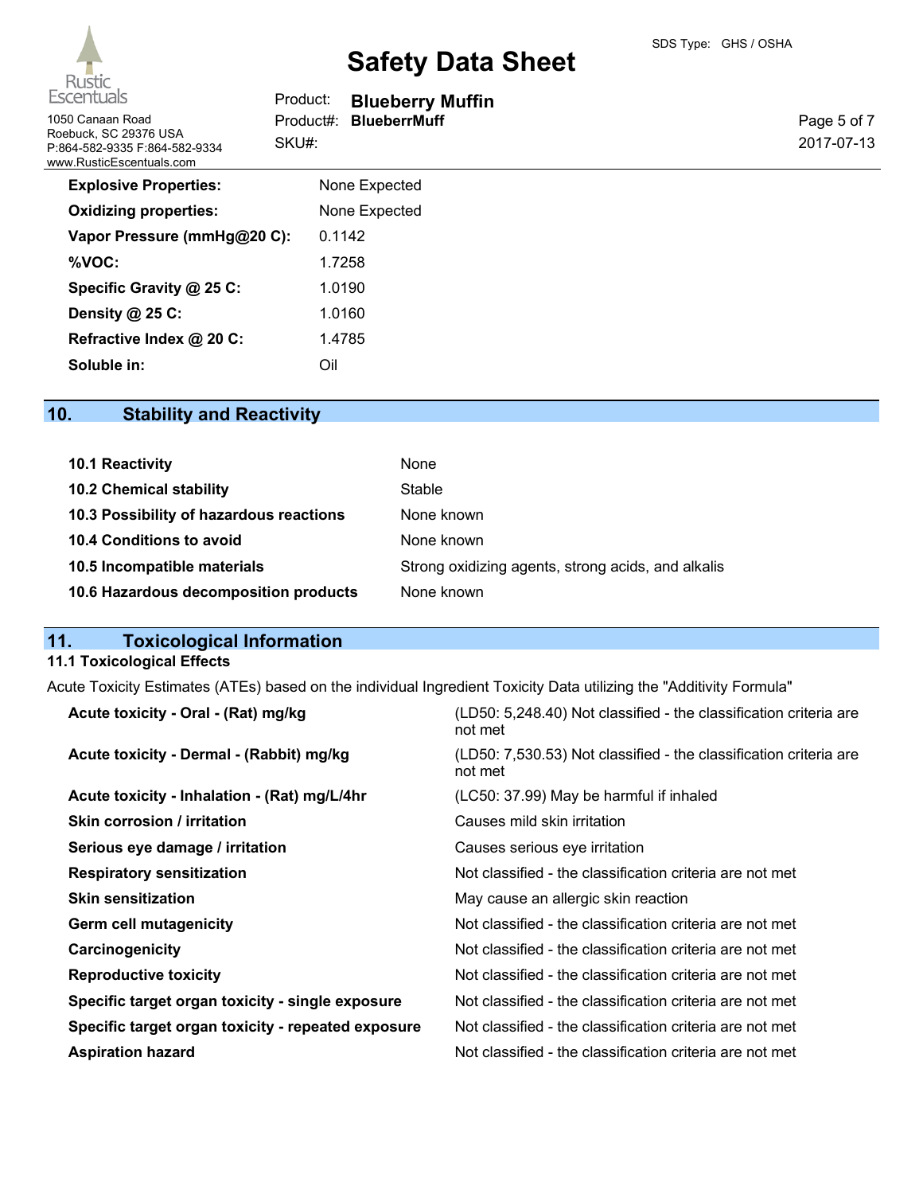| | |
|---|---|
| **Explosive Properties:** | None Expected |
| **Oxidizing properties:** | None Expected |
| **Vapor Pressure (mmHg@20 C):** | 0.1142 |
| **%VOC:** | 1.7258 |
| **Specific Gravity @ 25 C:** | 1.0190 |
| **Density @ 25 C:** | 1.0160 |
| **Refractive Index @ 20 C:** | 1.4785 |
| **Soluble in:** | Oil |

## 10. Stability and Reactivity

| | |
|---|---|
| **10.1 Reactivity** | None |
| **10.2 Chemical stability** | Stable |
| **10.3 Possibility of hazardous reactions** | None known |
| **10.4 Conditions to avoid** | None known |
| **10.5 Incompatible materials** | Strong oxidizing agents, strong acids, and alkalis |
| **10.6 Hazardous decomposition products** | None known |

## 11. Toxicological Information

### 11.1 Toxicological Effects

Acute Toxicity Estimates (ATEs) based on the individual Ingredient Toxicity Data utilizing the "Additivity Formula"

| | |
|---|---|
| **Acute toxicity - Oral - (Rat) mg/kg** | (LD50: 5,248.40) Not classified - the classification criteria are not met |
| **Acute toxicity - Dermal - (Rabbit) mg/kg** | (LD50: 7,530.53) Not classified - the classification criteria are not met |
| **Acute toxicity - Inhalation - (Rat) mg/L/4hr** | (LC50: 37.99) May be harmful if inhaled |
| **Skin corrosion / irritation** | Causes mild skin irritation |
| **Serious eye damage / irritation** | Causes serious eye irritation |
| **Respiratory sensitization** | Not classified - the classification criteria are not met |
| **Skin sensitization** | May cause an allergic skin reaction |
| **Germ cell mutagenicity** | Not classified - the classification criteria are not met |
| **Carcinogenicity** | Not classified - the classification criteria are not met |
| **Reproductive toxicity** | Not classified - the classification criteria are not met |
| **Specific target organ toxicity - single exposure** | Not classified - the classification criteria are not met |
| **Specific target organ toxicity - repeated exposure** | Not classified - the classification criteria are not met |
| **Aspiration hazard** | Not classified - the classification criteria are not met |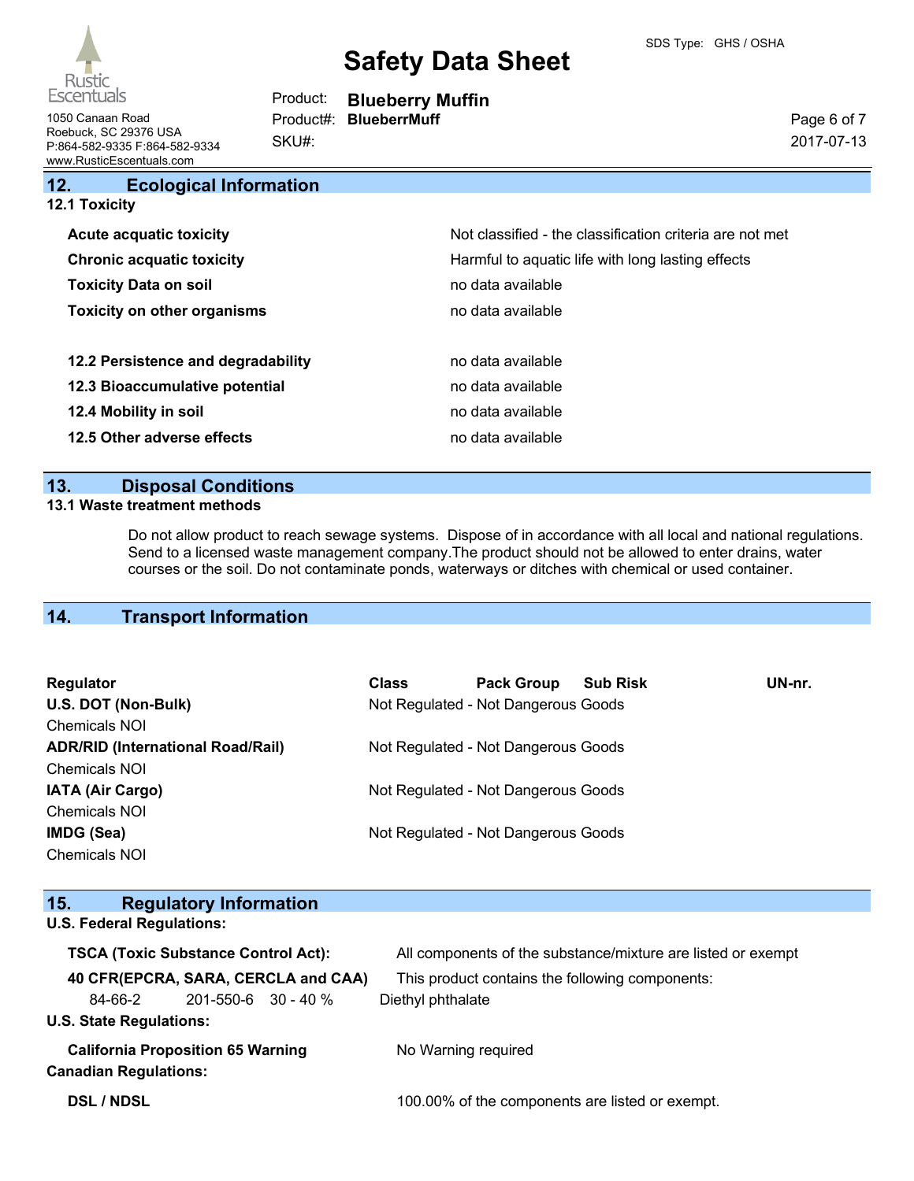## 12. Ecological Information

### 12.1 Toxicity

| | |
|---|---|
| **Acute acquatic toxicity** | Not classified - the classification criteria are not met |
| **Chronic acquatic toxicity** | Harmful to aquatic life with long lasting effects |
| **Toxicity Data on soil** | no data available |
| **Toxicity on other organisms** | no data available |
| **12.2 Persistence and degradability** | no data available |
| **12.3 Bioaccumulative potential** | no data available |
| **12.4 Mobility in soil** | no data available |
| **12.5 Other adverse effects** | no data available |

## 13. Disposal Conditions

### 13.1 Waste treatment methods

Do not allow product to reach sewage systems. Dispose of in accordance with all local and national regulations. Send to a licensed waste management company.The product should not be allowed to enter drains, water courses or the soil. Do not contaminate ponds, waterways or ditches with chemical or used container.

## 14. Transport Information

| Regulator | Class | Pack Group | Sub Risk | UN-nr. |
|---|---|---|---|---|
| **U.S. DOT (Non-Bulk)**<br>Chemicals NOI | Not Regulated - Not Dangerous Goods | | | |
| **ADR/RID (International Road/Rail)**<br>Chemicals NOI | Not Regulated - Not Dangerous Goods | | | |
| **IATA (Air Cargo)**<br>Chemicals NOI | Not Regulated - Not Dangerous Goods | | | |
| **IMDG (Sea)**<br>Chemicals NOI | Not Regulated - Not Dangerous Goods | | | |

## 15. Regulatory Information

**U.S. Federal Regulations:**

**TSCA (Toxic Substance Control Act):** All components of the substance/mixture are listed or exempt

**40 CFR(EPCRA, SARA, CERCLA and CAA)** This product contains the following components:

| | | | |
|---|---|---|---|
| 84-66-2 | 201-550-6 | 30 - 40 % | Diethyl phthalate |

**U.S. State Regulations:**

**California Proposition 65 Warning** No Warning required

**Canadian Regulations:**

**DSL / NDSL** 100.00% of the components are listed or exempt.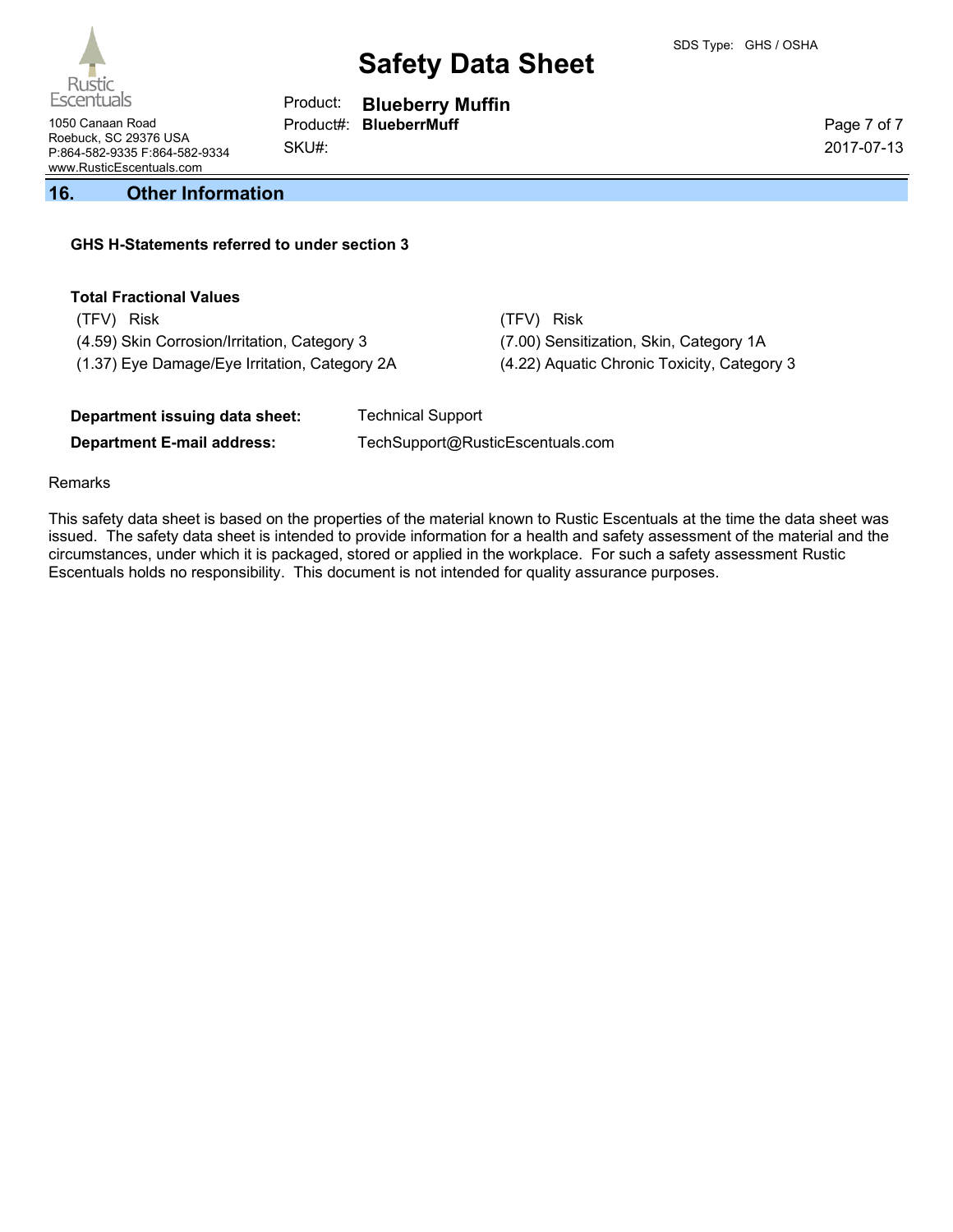## 16. Other Information

**GHS H-Statements referred to under section 3**

**Total Fractional Values**

| (TFV) Risk | (TFV) Risk |
| --- | --- |
| (4.59) Skin Corrosion/Irritation, Category 3 | (7.00) Sensitization, Skin, Category 1A |
| (1.37) Eye Damage/Eye Irritation, Category 2A | (4.22) Aquatic Chronic Toxicity, Category 3 |

**Department issuing data sheet:** Technical Support

**Department E-mail address:** TechSupport@RusticEscentuals.com

Remarks

This safety data sheet is based on the properties of the material known to Rustic Escentuals at the time the data sheet was issued. The safety data sheet is intended to provide information for a health and safety assessment of the material and the circumstances, under which it is packaged, stored or applied in the workplace. For such a safety assessment Rustic Escentuals holds no responsibility. This document is not intended for quality assurance purposes.